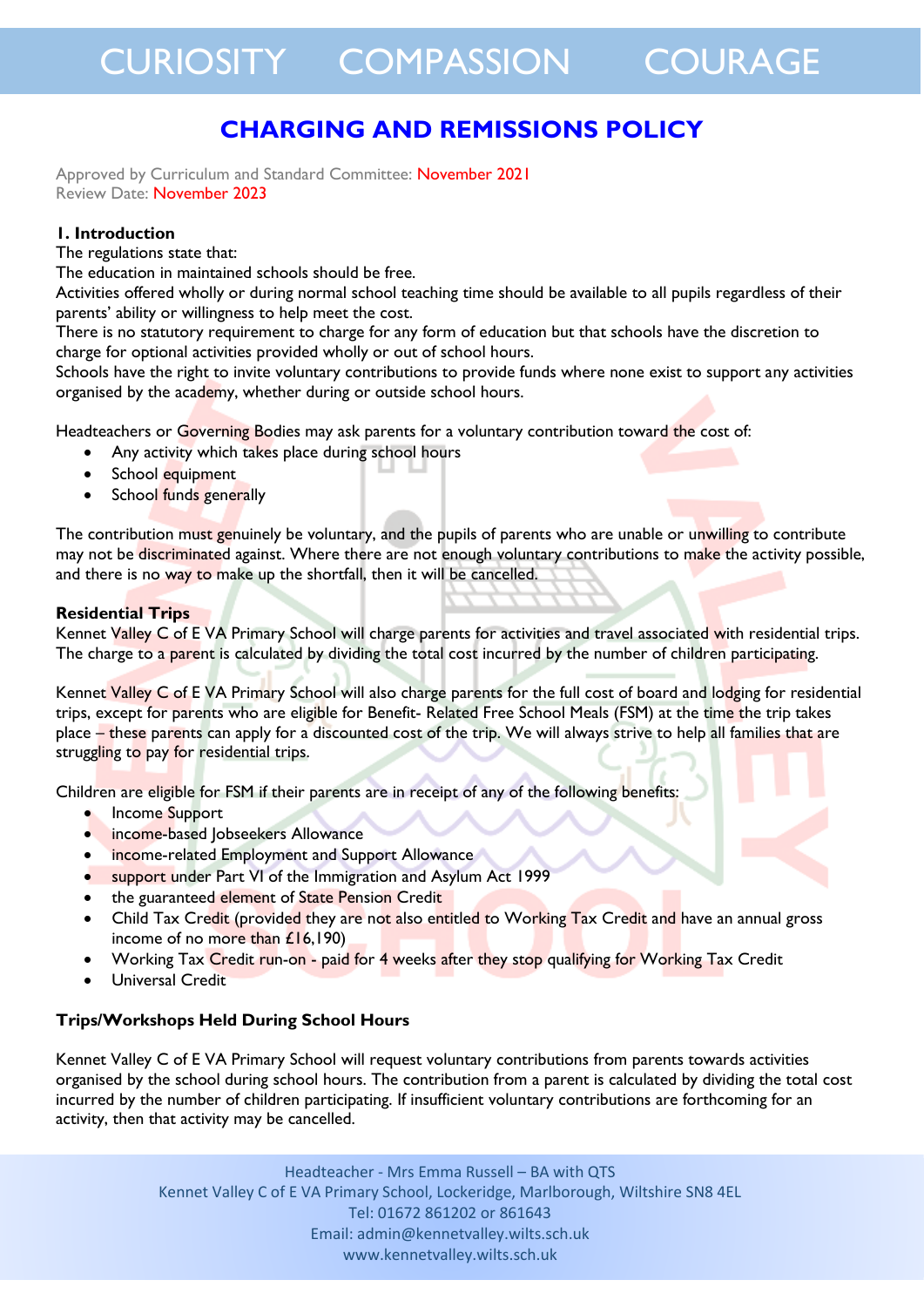CURIOSITY COMPASSION COURAGE

# CHARGING AND REMISSIONS POLICY

Approved by Curriculum and Standard Committee: November 2021
Review Date: November 2023

## 1. Introduction

The regulations state that:
The education in maintained schools should be free.
Activities offered wholly or during normal school teaching time should be available to all pupils regardless of their parents' ability or willingness to help meet the cost.
There is no statutory requirement to charge for any form of education but that schools have the discretion to charge for optional activities provided wholly or out of school hours.
Schools have the right to invite voluntary contributions to provide funds where none exist to support any activities organised by the academy, whether during or outside school hours.

Headteachers or Governing Bodies may ask parents for a voluntary contribution toward the cost of:

- Any activity which takes place during school hours
- School equipment
- School funds generally

The contribution must genuinely be voluntary, and the pupils of parents who are unable or unwilling to contribute may not be discriminated against. Where there are not enough voluntary contributions to make the activity possible, and there is no way to make up the shortfall, then it will be cancelled.

### Residential Trips

Kennet Valley C of E VA Primary School will charge parents for activities and travel associated with residential trips. The charge to a parent is calculated by dividing the total cost incurred by the number of children participating.

Kennet Valley C of E VA Primary School will also charge parents for the full cost of board and lodging for residential trips, except for parents who are eligible for Benefit- Related Free School Meals (FSM) at the time the trip takes place – these parents can apply for a discounted cost of the trip. We will always strive to help all families that are struggling to pay for residential trips.

Children are eligible for FSM if their parents are in receipt of any of the following benefits:

- Income Support
- income-based Jobseekers Allowance
- income-related Employment and Support Allowance
- support under Part VI of the Immigration and Asylum Act 1999
- the guaranteed element of State Pension Credit
- Child Tax Credit (provided they are not also entitled to Working Tax Credit and have an annual gross income of no more than £16,190)
- Working Tax Credit run-on - paid for 4 weeks after they stop qualifying for Working Tax Credit
- Universal Credit

### Trips/Workshops Held During School Hours

Kennet Valley C of E VA Primary School will request voluntary contributions from parents towards activities organised by the school during school hours. The contribution from a parent is calculated by dividing the total cost incurred by the number of children participating. If insufficient voluntary contributions are forthcoming for an activity, then that activity may be cancelled.

Headteacher - Mrs Emma Russell – BA with QTS
Kennet Valley C of E VA Primary School, Lockeridge, Marlborough, Wiltshire SN8 4EL
Tel: 01672 861202 or 861643
Email: admin@kennetvalley.wilts.sch.uk
www.kennetvalley.wilts.sch.uk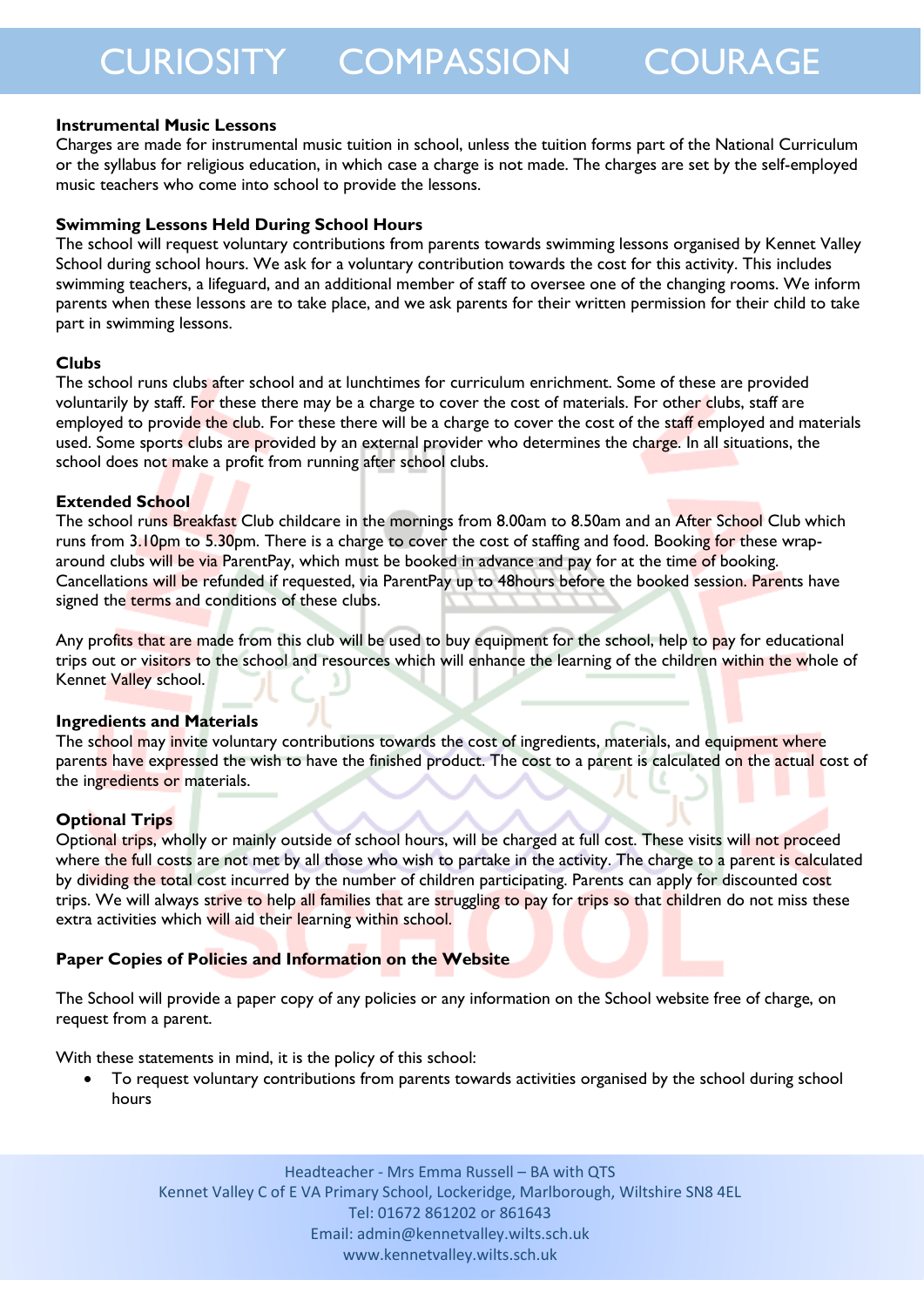### Instrumental Music Lessons

Charges are made for instrumental music tuition in school, unless the tuition forms part of the National Curriculum or the syllabus for religious education, in which case a charge is not made. The charges are set by the self-employed music teachers who come into school to provide the lessons.

### Swimming Lessons Held During School Hours

The school will request voluntary contributions from parents towards swimming lessons organised by Kennet Valley School during school hours. We ask for a voluntary contribution towards the cost for this activity. This includes swimming teachers, a lifeguard, and an additional member of staff to oversee one of the changing rooms. We inform parents when these lessons are to take place, and we ask parents for their written permission for their child to take part in swimming lessons.

### Clubs

The school runs clubs after school and at lunchtimes for curriculum enrichment. Some of these are provided voluntarily by staff. For these there may be a charge to cover the cost of materials. For other clubs, staff are employed to provide the club. For these there will be a charge to cover the cost of the staff employed and materials used. Some sports clubs are provided by an external provider who determines the charge. In all situations, the school does not make a profit from running after school clubs.

### Extended School

The school runs Breakfast Club childcare in the mornings from 8.00am to 8.50am and an After School Club which runs from 3.10pm to 5.30pm. There is a charge to cover the cost of staffing and food. Booking for these wrap-around clubs will be via ParentPay, which must be booked in advance and pay for at the time of booking. Cancellations will be refunded if requested, via ParentPay up to 48hours before the booked session. Parents have signed the terms and conditions of these clubs.

Any profits that are made from this club will be used to buy equipment for the school, help to pay for educational trips out or visitors to the school and resources which will enhance the learning of the children within the whole of Kennet Valley school.

### Ingredients and Materials

The school may invite voluntary contributions towards the cost of ingredients, materials, and equipment where parents have expressed the wish to have the finished product. The cost to a parent is calculated on the actual cost of the ingredients or materials.

### Optional Trips

Optional trips, wholly or mainly outside of school hours, will be charged at full cost. These visits will not proceed where the full costs are not met by all those who wish to partake in the activity. The charge to a parent is calculated by dividing the total cost incurred by the number of children participating. Parents can apply for discounted cost trips. We will always strive to help all families that are struggling to pay for trips so that children do not miss these extra activities which will aid their learning within school.

### Paper Copies of Policies and Information on the Website

The School will provide a paper copy of any policies or any information on the School website free of charge, on request from a parent.

With these statements in mind, it is the policy of this school:

- To request voluntary contributions from parents towards activities organised by the school during school hours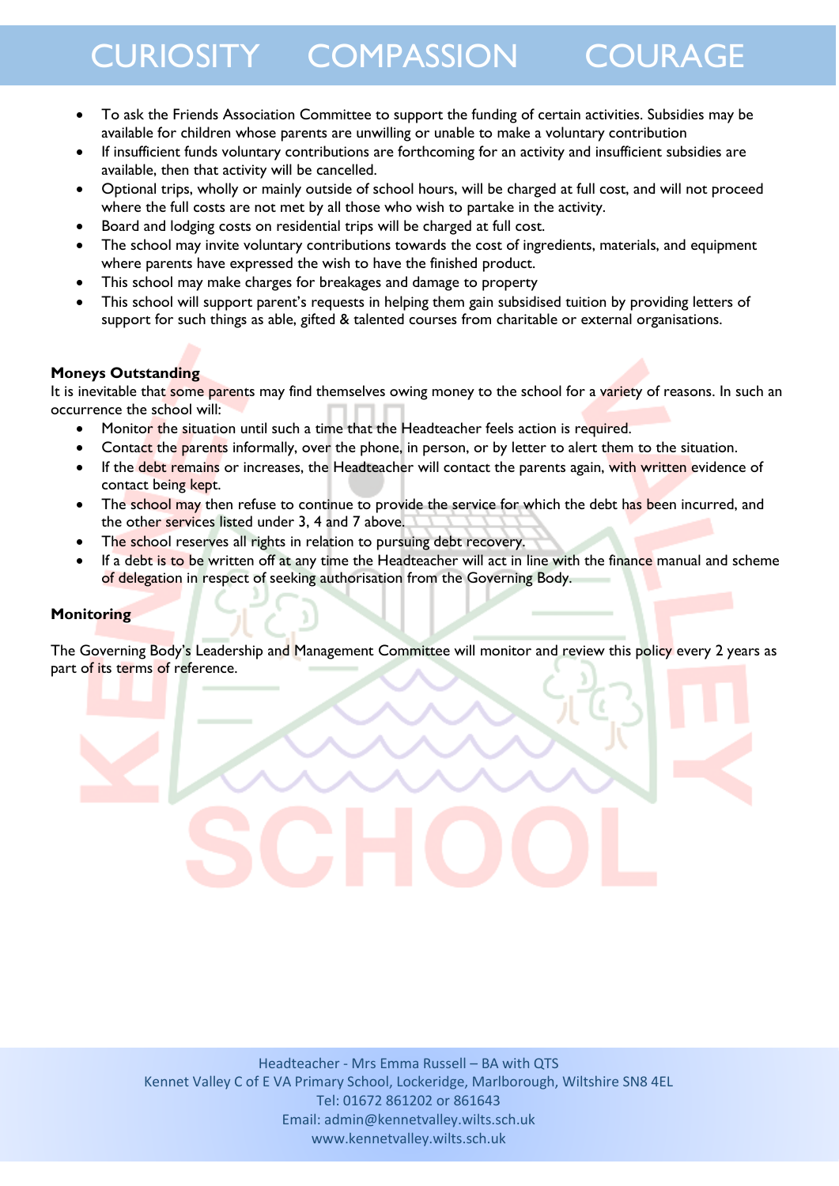- To ask the Friends Association Committee to support the funding of certain activities. Subsidies may be available for children whose parents are unwilling or unable to make a voluntary contribution
- If insufficient funds voluntary contributions are forthcoming for an activity and insufficient subsidies are available, then that activity will be cancelled.
- Optional trips, wholly or mainly outside of school hours, will be charged at full cost, and will not proceed where the full costs are not met by all those who wish to partake in the activity.
- Board and lodging costs on residential trips will be charged at full cost.
- The school may invite voluntary contributions towards the cost of ingredients, materials, and equipment where parents have expressed the wish to have the finished product.
- This school may make charges for breakages and damage to property
- This school will support parent's requests in helping them gain subsidised tuition by providing letters of support for such things as able, gifted & talented courses from charitable or external organisations.

**Moneys Outstanding**

It is inevitable that some parents may find themselves owing money to the school for a variety of reasons. In such an occurrence the school will:

- Monitor the situation until such a time that the Headteacher feels action is required.
- Contact the parents informally, over the phone, in person, or by letter to alert them to the situation.
- If the debt remains or increases, the Headteacher will contact the parents again, with written evidence of contact being kept.
- The school may then refuse to continue to provide the service for which the debt has been incurred, and the other services listed under 3, 4 and 7 above.
- The school reserves all rights in relation to pursuing debt recovery.
- If a debt is to be written off at any time the Headteacher will act in line with the finance manual and scheme of delegation in respect of seeking authorisation from the Governing Body.

**Monitoring**

The Governing Body's Leadership and Management Committee will monitor and review this policy every 2 years as part of its terms of reference.